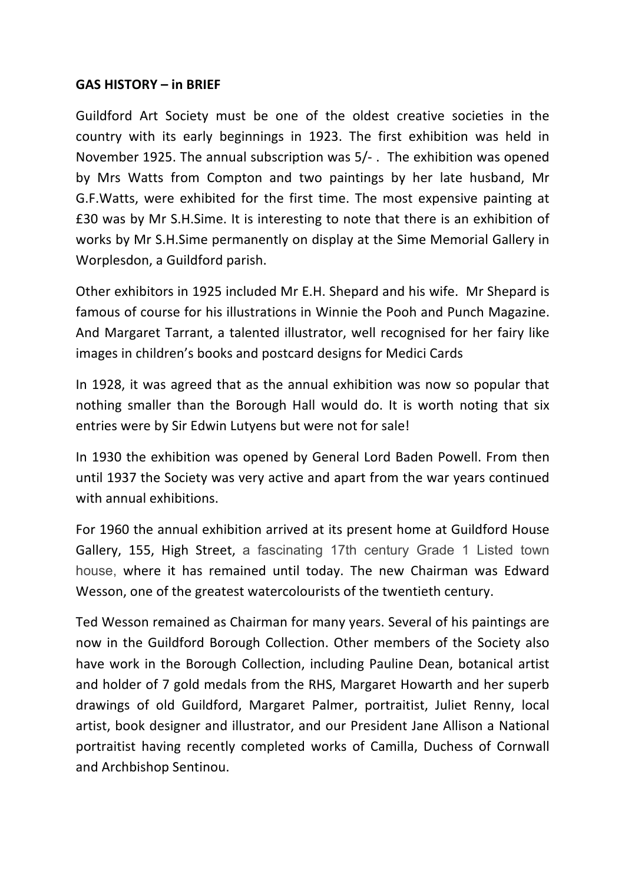**GAS HISTORY – in BRIEF**

Guildford Art Society must be one of the oldest creative societies in the country with its early beginnings in 1923. The first exhibition was held in November 1925. The annual subscription was 5/- . The exhibition was opened by Mrs Watts from Compton and two paintings by her late husband, Mr G.F.Watts, were exhibited for the first time. The most expensive painting at £30 was by Mr S.H.Sime. It is interesting to note that there is an exhibition of works by Mr S.H.Sime permanently on display at the Sime Memorial Gallery in Worplesdon, a Guildford parish.

Other exhibitors in 1925 included Mr E.H. Shepard and his wife. Mr Shepard is famous of course for his illustrations in Winnie the Pooh and Punch Magazine. And Margaret Tarrant, a talented illustrator, well recognised for her fairy like images in children's books and postcard designs for Medici Cards

In 1928, it was agreed that as the annual exhibition was now so popular that nothing smaller than the Borough Hall would do. It is worth noting that six entries were by Sir Edwin Lutyens but were not for sale!

In 1930 the exhibition was opened by General Lord Baden Powell. From then until 1937 the Society was very active and apart from the war years continued with annual exhibitions.

For 1960 the annual exhibition arrived at its present home at Guildford House Gallery, 155, High Street, a fascinating 17th century Grade 1 Listed town house, where it has remained until today. The new Chairman was Edward Wesson, one of the greatest watercolourists of the twentieth century.

Ted Wesson remained as Chairman for many years. Several of his paintings are now in the Guildford Borough Collection. Other members of the Society also have work in the Borough Collection, including Pauline Dean, botanical artist and holder of 7 gold medals from the RHS, Margaret Howarth and her superb drawings of old Guildford, Margaret Palmer, portraitist, Juliet Renny, local artist, book designer and illustrator, and our President Jane Allison a National portraitist having recently completed works of Camilla, Duchess of Cornwall and Archbishop Sentinou.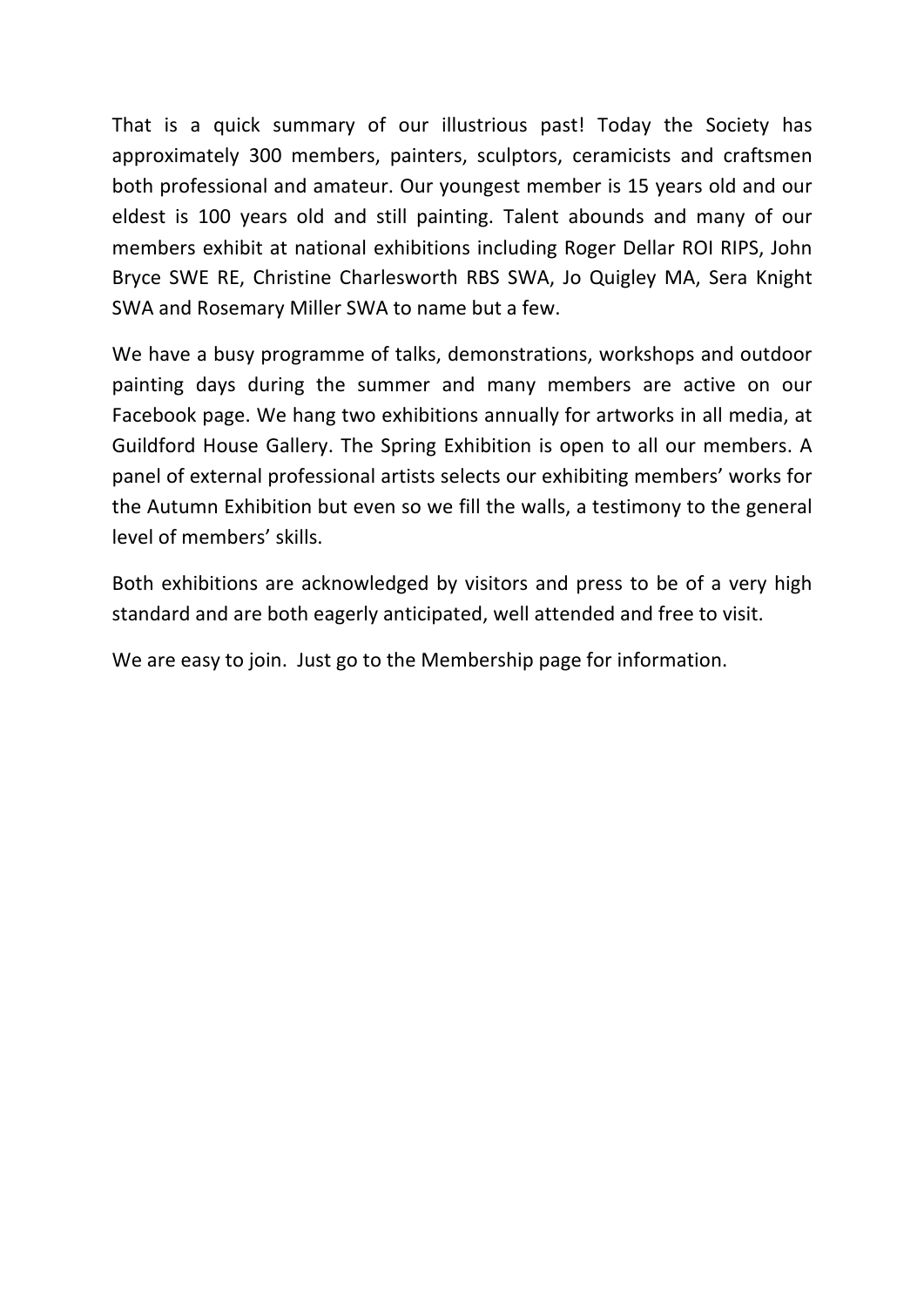That is a quick summary of our illustrious past! Today the Society has approximately 300 members, painters, sculptors, ceramicists and craftsmen both professional and amateur. Our youngest member is 15 years old and our eldest is 100 years old and still painting. Talent abounds and many of our members exhibit at national exhibitions including Roger Dellar ROI RIPS, John Bryce SWE RE, Christine Charlesworth RBS SWA, Jo Quigley MA, Sera Knight SWA and Rosemary Miller SWA to name but a few.

We have a busy programme of talks, demonstrations, workshops and outdoor painting days during the summer and many members are active on our Facebook page. We hang two exhibitions annually for artworks in all media, at Guildford House Gallery. The Spring Exhibition is open to all our members. A panel of external professional artists selects our exhibiting members' works for the Autumn Exhibition but even so we fill the walls, a testimony to the general level of members' skills.

Both exhibitions are acknowledged by visitors and press to be of a very high standard and are both eagerly anticipated, well attended and free to visit.

We are easy to join. Just go to the Membership page for information.